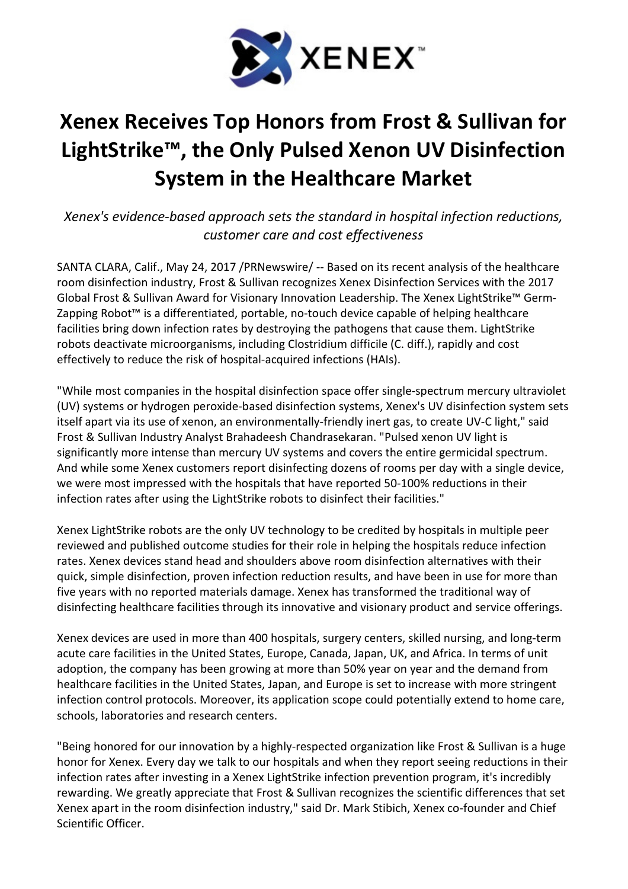XENEX™

# Xenex Receives Top Honors from Frost & Sullivan for LightStrike™, the Only Pulsed Xenon UV Disinfection System in the Healthcare Market

*Xenex's evidence-based approach sets the standard in hospital infection reductions, customer care and cost effectiveness*

SANTA CLARA, Calif., May 24, 2017 /PRNewswire/ -- Based on its recent analysis of the healthcare room disinfection industry, Frost & Sullivan recognizes Xenex Disinfection Services with the 2017 Global Frost & Sullivan Award for Visionary Innovation Leadership. The Xenex LightStrike™ Germ-Zapping Robot™ is a differentiated, portable, no-touch device capable of helping healthcare facilities bring down infection rates by destroying the pathogens that cause them. LightStrike robots deactivate microorganisms, including Clostridium difficile (C. diff.), rapidly and cost effectively to reduce the risk of hospital-acquired infections (HAIs).

"While most companies in the hospital disinfection space offer single-spectrum mercury ultraviolet (UV) systems or hydrogen peroxide-based disinfection systems, Xenex's UV disinfection system sets itself apart via its use of xenon, an environmentally-friendly inert gas, to create UV-C light," said Frost & Sullivan Industry Analyst Brahadeesh Chandrasekaran. "Pulsed xenon UV light is significantly more intense than mercury UV systems and covers the entire germicidal spectrum. And while some Xenex customers report disinfecting dozens of rooms per day with a single device, we were most impressed with the hospitals that have reported 50-100% reductions in their infection rates after using the LightStrike robots to disinfect their facilities."

Xenex LightStrike robots are the only UV technology to be credited by hospitals in multiple peer reviewed and published outcome studies for their role in helping the hospitals reduce infection rates. Xenex devices stand head and shoulders above room disinfection alternatives with their quick, simple disinfection, proven infection reduction results, and have been in use for more than five years with no reported materials damage. Xenex has transformed the traditional way of disinfecting healthcare facilities through its innovative and visionary product and service offerings.

Xenex devices are used in more than 400 hospitals, surgery centers, skilled nursing, and long-term acute care facilities in the United States, Europe, Canada, Japan, UK, and Africa. In terms of unit adoption, the company has been growing at more than 50% year on year and the demand from healthcare facilities in the United States, Japan, and Europe is set to increase with more stringent infection control protocols. Moreover, its application scope could potentially extend to home care, schools, laboratories and research centers.

"Being honored for our innovation by a highly-respected organization like Frost & Sullivan is a huge honor for Xenex. Every day we talk to our hospitals and when they report seeing reductions in their infection rates after investing in a Xenex LightStrike infection prevention program, it's incredibly rewarding. We greatly appreciate that Frost & Sullivan recognizes the scientific differences that set Xenex apart in the room disinfection industry," said Dr. Mark Stibich, Xenex co-founder and Chief Scientific Officer.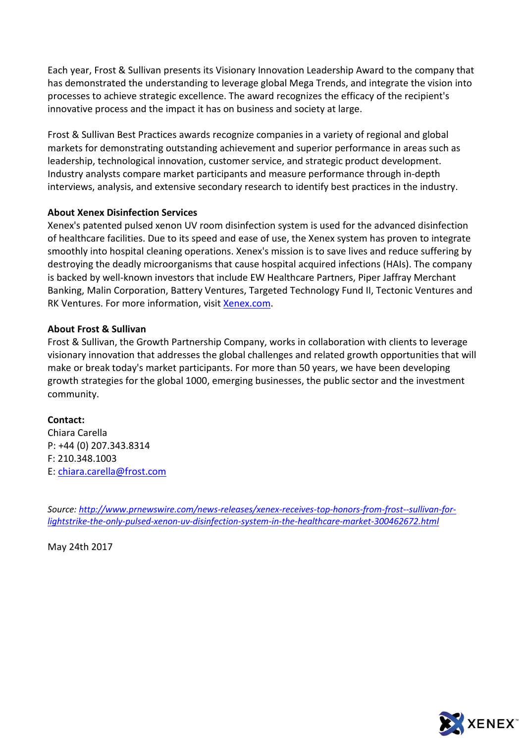Each year, Frost & Sullivan presents its Visionary Innovation Leadership Award to the company that has demonstrated the understanding to leverage global Mega Trends, and integrate the vision into processes to achieve strategic excellence. The award recognizes the efficacy of the recipient's innovative process and the impact it has on business and society at large.

Frost & Sullivan Best Practices awards recognize companies in a variety of regional and global markets for demonstrating outstanding achievement and superior performance in areas such as leadership, technological innovation, customer service, and strategic product development. Industry analysts compare market participants and measure performance through in-depth interviews, analysis, and extensive secondary research to identify best practices in the industry.

**About Xenex Disinfection Services**

Xenex's patented pulsed xenon UV room disinfection system is used for the advanced disinfection of healthcare facilities. Due to its speed and ease of use, the Xenex system has proven to integrate smoothly into hospital cleaning operations. Xenex's mission is to save lives and reduce suffering by destroying the deadly microorganisms that cause hospital acquired infections (HAIs). The company is backed by well-known investors that include EW Healthcare Partners, Piper Jaffray Merchant Banking, Malin Corporation, Battery Ventures, Targeted Technology Fund II, Tectonic Ventures and RK Ventures. For more information, visit [Xenex.com](http://Xenex.com).

**About Frost & Sullivan**

Frost & Sullivan, the Growth Partnership Company, works in collaboration with clients to leverage visionary innovation that addresses the global challenges and related growth opportunities that will make or break today's market participants. For more than 50 years, we have been developing growth strategies for the global 1000, emerging businesses, the public sector and the investment community.

**Contact:**
Chiara Carella
P: +44 (0) 207.343.8314
F: 210.348.1003
E: [chiara.carella@frost.com](mailto:chiara.carella@frost.com)

*Source: [http://www.prnewswire.com/news-releases/xenex-receives-top-honors-from-frost--sullivan-for-lightstrike-the-only-pulsed-xenon-uv-disinfection-system-in-the-healthcare-market-300462672.html](http://www.prnewswire.com/news-releases/xenex-receives-top-honors-from-frost--sullivan-for-lightstrike-the-only-pulsed-xenon-uv-disinfection-system-in-the-healthcare-market-300462672.html)*

May 24th 2017